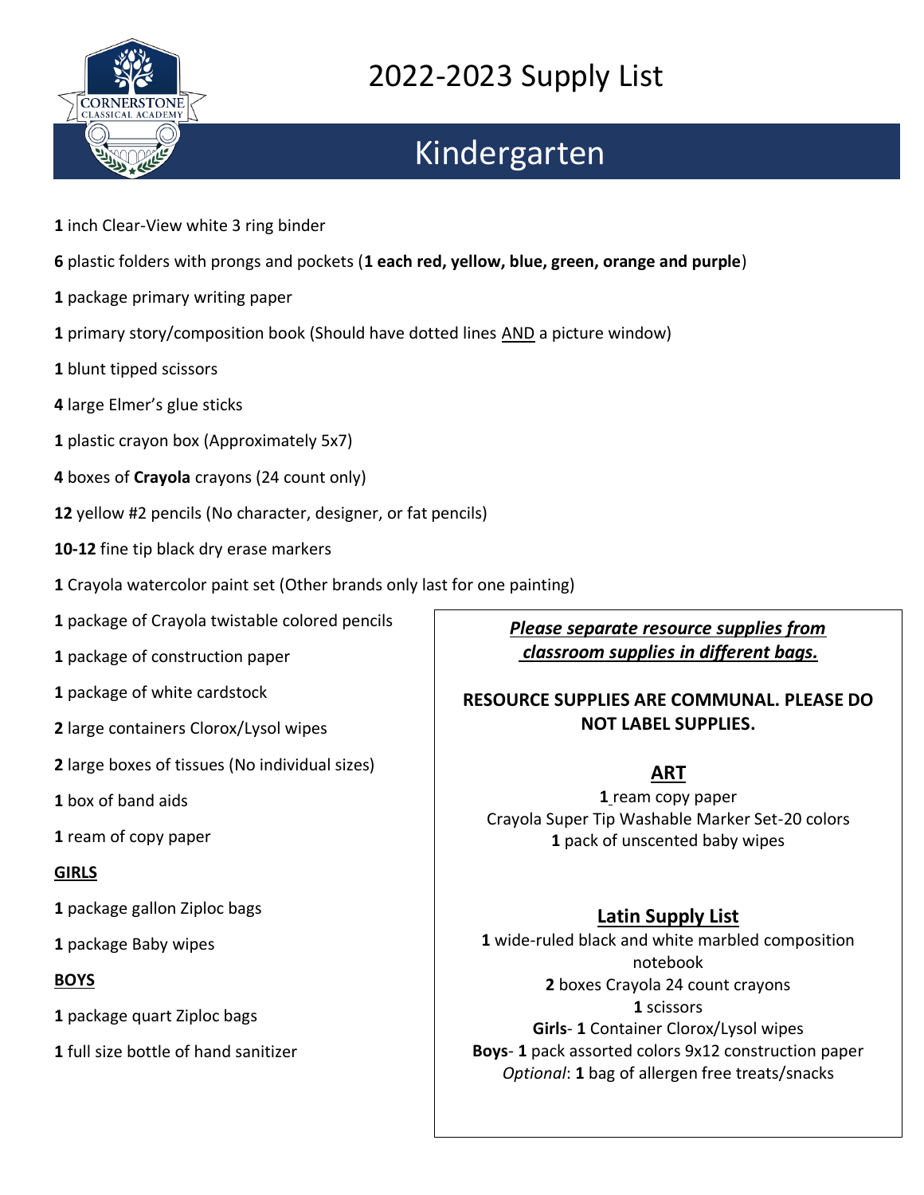# 2022-2023 Supply List

## Kindergarten

**1** inch Clear-View white 3 ring binder

**6** plastic folders with prongs and pockets (**1 each red, yellow, blue, green, orange and purple**)

**1** package primary writing paper

**1** primary story/composition book (Should have dotted lines <u>AND</u> a picture window)

**1** blunt tipped scissors

**4** large Elmer's glue sticks

**1** plastic crayon box (Approximately 5x7)

**4** boxes of **Crayola** crayons (24 count only)

**12** yellow #2 pencils (No character, designer, or fat pencils)

**10-12** fine tip black dry erase markers

**1** Crayola watercolor paint set (Other brands only last for one painting)

**1** package of Crayola twistable colored pencils

**1** package of construction paper

**1** package of white cardstock

**2** large containers Clorox/Lysol wipes

**2** large boxes of tissues (No individual sizes)

**1** box of band aids

**1** ream of copy paper

**<u>GIRLS</u>**

**1** package gallon Ziploc bags

**1** package Baby wipes

**<u>BOYS</u>**

**1** package quart Ziploc bags

**1** full size bottle of hand sanitizer

***<u>Please separate resource supplies from classroom supplies in different bags.</u>***

**RESOURCE SUPPLIES ARE COMMUNAL. PLEASE DO NOT LABEL SUPPLIES.**

### <u>ART</u>

**1** ream copy paper

Crayola Super Tip Washable Marker Set-20 colors

**1** pack of unscented baby wipes

### <u>Latin Supply List</u>

**1** wide-ruled black and white marbled composition notebook

**2** boxes Crayola 24 count crayons

**1** scissors

**Girls**- **1** Container Clorox/Lysol wipes

**Boys**- **1** pack assorted colors 9x12 construction paper

*Optional*: **1** bag of allergen free treats/snacks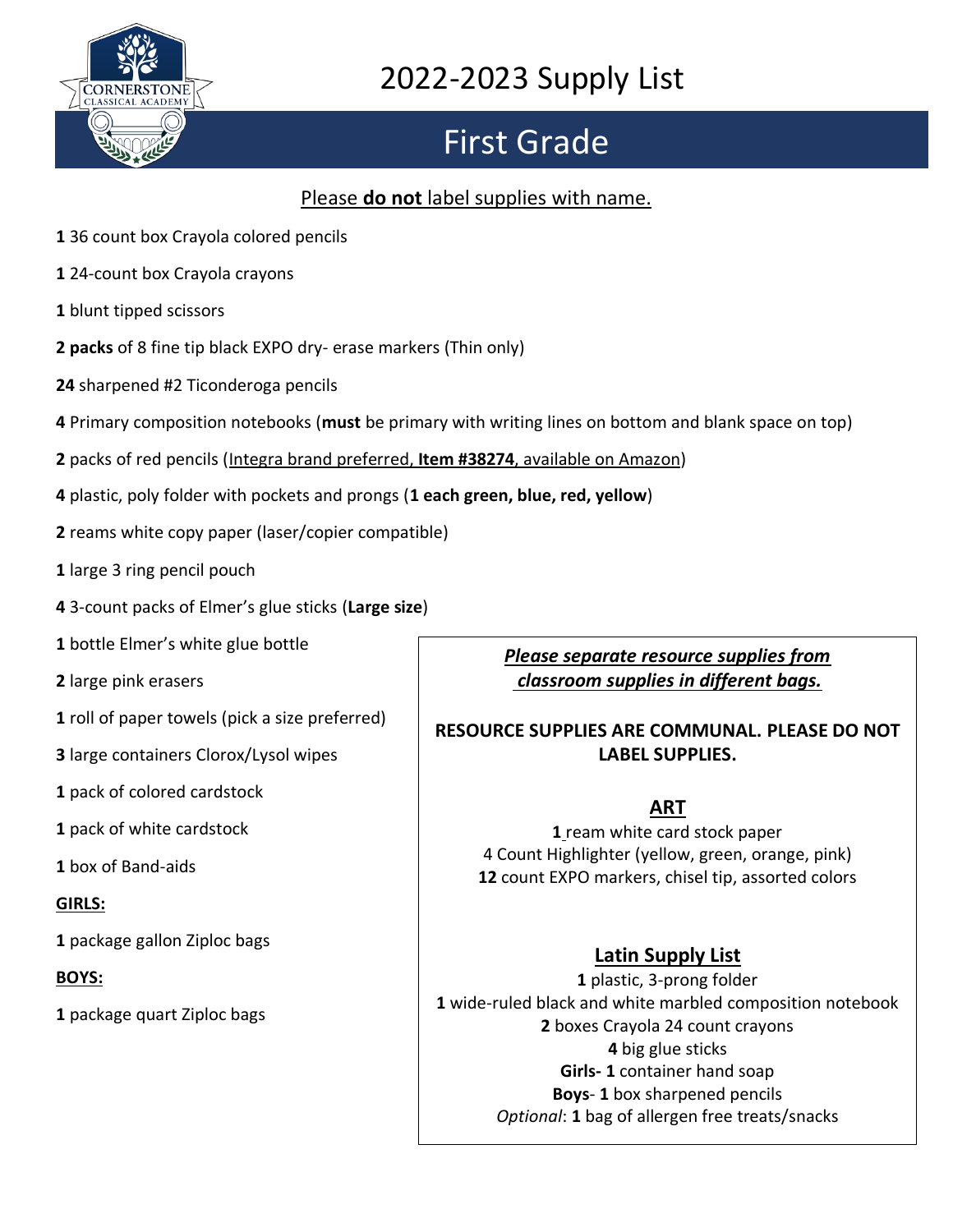# 2022-2023 Supply List

## First Grade

Please **do not** label supplies with name.

**1** 36 count box Crayola colored pencils

**1** 24-count box Crayola crayons

**1** blunt tipped scissors

**2 packs** of 8 fine tip black EXPO dry- erase markers (Thin only)

**24** sharpened #2 Ticonderoga pencils

**4** Primary composition notebooks (**must** be primary with writing lines on bottom and blank space on top)

**2** packs of red pencils (Integra brand preferred, **Item #38274**, available on Amazon)

**4** plastic, poly folder with pockets and prongs (**1 each green, blue, red, yellow**)

**2** reams white copy paper (laser/copier compatible)

**1** large 3 ring pencil pouch

**4** 3-count packs of Elmer's glue sticks (**Large size**)

**1** bottle Elmer's white glue bottle

**2** large pink erasers

**1** roll of paper towels (pick a size preferred)

**3** large containers Clorox/Lysol wipes

**1** pack of colored cardstock

**1** pack of white cardstock

**1** box of Band-aids

**GIRLS:**

**1** package gallon Ziploc bags

**BOYS:**

**1** package quart Ziploc bags

***Please separate resource supplies from classroom supplies in different bags.***

**RESOURCE SUPPLIES ARE COMMUNAL. PLEASE DO NOT LABEL SUPPLIES.**

### ART

**1** ream white card stock paper
4 Count Highlighter (yellow, green, orange, pink)
**12** count EXPO markers, chisel tip, assorted colors

### Latin Supply List

**1** plastic, 3-prong folder
**1** wide-ruled black and white marbled composition notebook
**2** boxes Crayola 24 count crayons
**4** big glue sticks
**Girls- 1** container hand soap
**Boys**- **1** box sharpened pencils
*Optional*: **1** bag of allergen free treats/snacks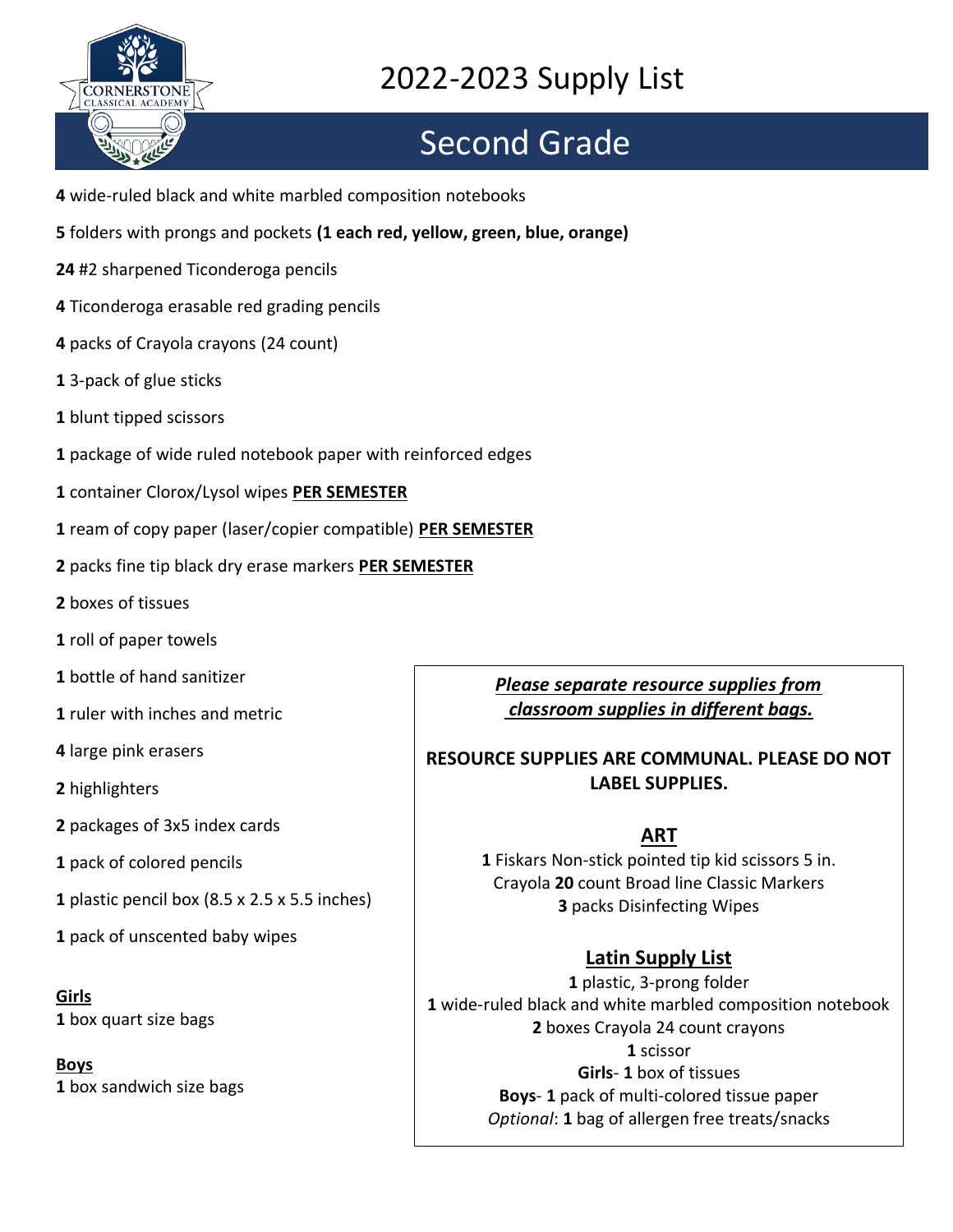# 2022-2023 Supply List

## Second Grade

**4** wide-ruled black and white marbled composition notebooks

**5** folders with prongs and pockets **(1 each red, yellow, green, blue, orange)**

**24** #2 sharpened Ticonderoga pencils

**4** Ticonderoga erasable red grading pencils

**4** packs of Crayola crayons (24 count)

**1** 3-pack of glue sticks

**1** blunt tipped scissors

**1** package of wide ruled notebook paper with reinforced edges

**1** container Clorox/Lysol wipes **PER SEMESTER**

**1** ream of copy paper (laser/copier compatible) **PER SEMESTER**

**2** packs fine tip black dry erase markers **PER SEMESTER**

**2** boxes of tissues

**1** roll of paper towels

**1** bottle of hand sanitizer

**1** ruler with inches and metric

**4** large pink erasers

**2** highlighters

**2** packages of 3x5 index cards

**1** pack of colored pencils

**1** plastic pencil box (8.5 x 2.5 x 5.5 inches)

**1** pack of unscented baby wipes

**Girls**
**1** box quart size bags

**Boys**
**1** box sandwich size bags

***Please separate resource supplies from classroom supplies in different bags.***

**RESOURCE SUPPLIES ARE COMMUNAL. PLEASE DO NOT LABEL SUPPLIES.**

**ART**

**1** Fiskars Non-stick pointed tip kid scissors 5 in.
Crayola **20** count Broad line Classic Markers
**3** packs Disinfecting Wipes

**Latin Supply List**

**1** plastic, 3-prong folder
**1** wide-ruled black and white marbled composition notebook
**2** boxes Crayola 24 count crayons
**1** scissor
**Girls**- **1** box of tissues
**Boys**- **1** pack of multi-colored tissue paper
*Optional*: **1** bag of allergen free treats/snacks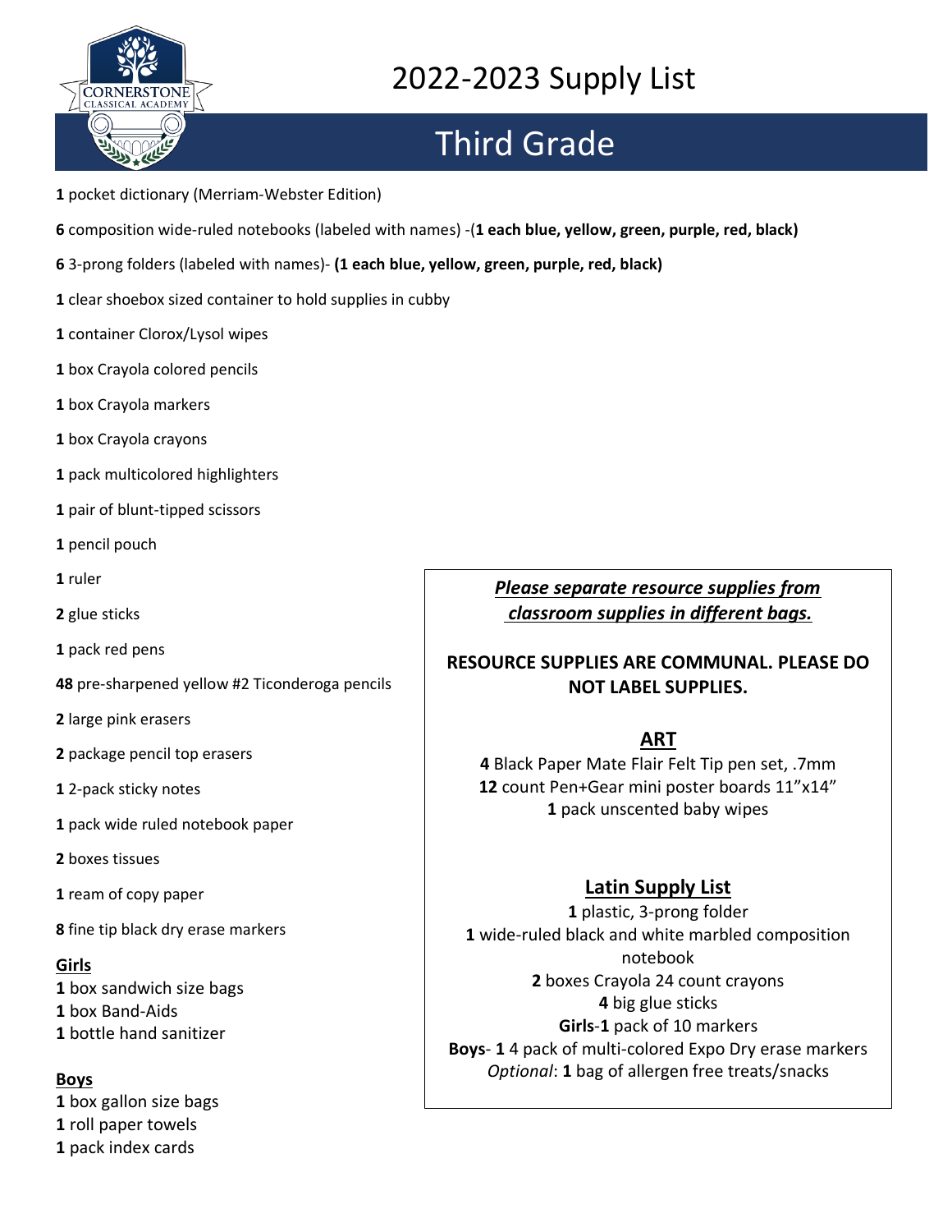# 2022-2023 Supply List

## Third Grade

**1** pocket dictionary (Merriam-Webster Edition)

**6** composition wide-ruled notebooks (labeled with names) -(**1 each blue, yellow, green, purple, red, black)**

**6** 3-prong folders (labeled with names)- **(1 each blue, yellow, green, purple, red, black)**

**1** clear shoebox sized container to hold supplies in cubby

**1** container Clorox/Lysol wipes

**1** box Crayola colored pencils

**1** box Crayola markers

**1** box Crayola crayons

**1** pack multicolored highlighters

**1** pair of blunt-tipped scissors

**1** pencil pouch

**1** ruler

**2** glue sticks

**1** pack red pens

**48** pre-sharpened yellow #2 Ticonderoga pencils

**2** large pink erasers

**2** package pencil top erasers

**1** 2-pack sticky notes

**1** pack wide ruled notebook paper

**2** boxes tissues

**1** ream of copy paper

**8** fine tip black dry erase markers

**Girls**

**1** box sandwich size bags
**1** box Band-Aids
**1** bottle hand sanitizer

**Boys**

**1** box gallon size bags
**1** roll paper towels
**1** pack index cards

***Please separate resource supplies from classroom supplies in different bags.***

**RESOURCE SUPPLIES ARE COMMUNAL. PLEASE DO NOT LABEL SUPPLIES.**

**ART**

**4** Black Paper Mate Flair Felt Tip pen set, .7mm
**12** count Pen+Gear mini poster boards 11"x14"
**1** pack unscented baby wipes

**Latin Supply List**

**1** plastic, 3-prong folder
**1** wide-ruled black and white marbled composition notebook
**2** boxes Crayola 24 count crayons
**4** big glue sticks
**Girls**-**1** pack of 10 markers
**Boys**- **1** 4 pack of multi-colored Expo Dry erase markers
*Optional*: **1** bag of allergen free treats/snacks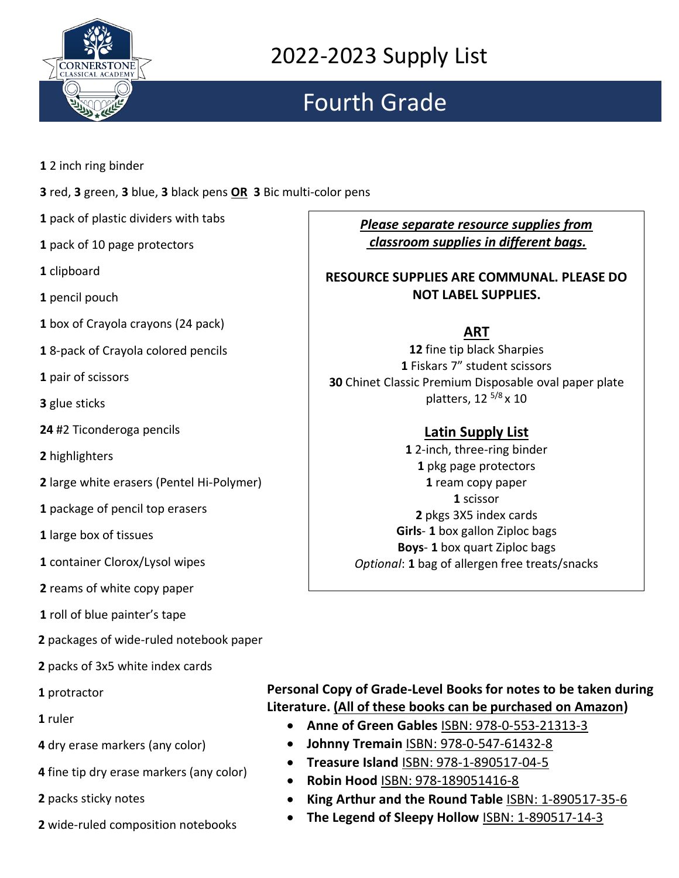# 2022-2023 Supply List

## Fourth Grade

- **1** 2 inch ring binder
- **3** red, **3** green, **3** blue, **3** black pens **OR** **3** Bic multi-color pens
- **1** pack of plastic dividers with tabs
- **1** pack of 10 page protectors
- **1** clipboard
- **1** pencil pouch
- **1** box of Crayola crayons (24 pack)
- **1** 8-pack of Crayola colored pencils
- **1** pair of scissors
- **3** glue sticks
- **24** #2 Ticonderoga pencils
- **2** highlighters
- **2** large white erasers (Pentel Hi-Polymer)
- **1** package of pencil top erasers
- **1** large box of tissues
- **1** container Clorox/Lysol wipes
- **2** reams of white copy paper
- **1** roll of blue painter's tape
- **2** packages of wide-ruled notebook paper
- **2** packs of 3x5 white index cards
- **1** protractor
- **1** ruler
- **4** dry erase markers (any color)
- **4** fine tip dry erase markers (any color)
- **2** packs sticky notes
- **2** wide-ruled composition notebooks

***Please separate resource supplies from classroom supplies in different bags.***

**RESOURCE SUPPLIES ARE COMMUNAL. PLEASE DO NOT LABEL SUPPLIES.**

### ART

**12** fine tip black Sharpies
**1** Fiskars 7" student scissors
**30** Chinet Classic Premium Disposable oval paper plate platters, 12 $^{5/8}$ x 10

### Latin Supply List

**1** 2-inch, three-ring binder
**1** pkg page protectors
**1** ream copy paper
**1** scissor
**2** pkgs 3X5 index cards
**Girls**- **1** box gallon Ziploc bags
**Boys**- **1** box quart Ziploc bags
*Optional*: **1** bag of allergen free treats/snacks

**Personal Copy of Grade-Level Books for notes to be taken during Literature. (All of these books can be purchased on Amazon)**

- **Anne of Green Gables** ISBN: 978-0-553-21313-3
- **Johnny Tremain** ISBN: 978-0-547-61432-8
- **Treasure Island** ISBN: 978-1-890517-04-5
- **Robin Hood** ISBN: 978-189051416-8
- **King Arthur and the Round Table** ISBN: 1-890517-35-6
- **The Legend of Sleepy Hollow** ISBN: 1-890517-14-3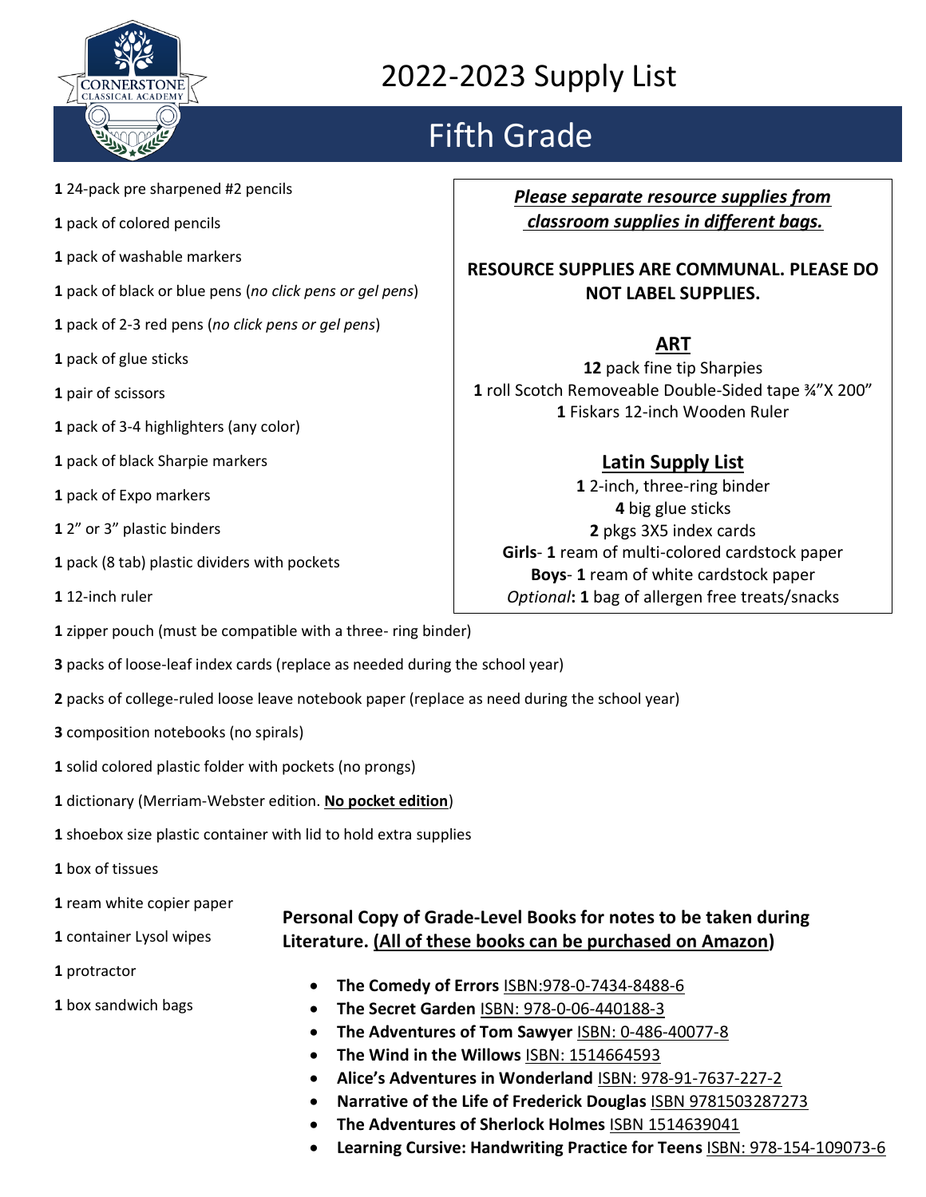# 2022-2023 Supply List

## Fifth Grade

**1** 24-pack pre sharpened #2 pencils

**1** pack of colored pencils

**1** pack of washable markers

**1** pack of black or blue pens (*no click pens or gel pens*)

**1** pack of 2-3 red pens (*no click pens or gel pens*)

**1** pack of glue sticks

**1** pair of scissors

**1** pack of 3-4 highlighters (any color)

**1** pack of black Sharpie markers

**1** pack of Expo markers

**1** 2" or 3" plastic binders

**1** pack (8 tab) plastic dividers with pockets

**1** 12-inch ruler

**1** zipper pouch (must be compatible with a three- ring binder)

**3** packs of loose-leaf index cards (replace as needed during the school year)

**2** packs of college-ruled loose leave notebook paper (replace as need during the school year)

**3** composition notebooks (no spirals)

**1** solid colored plastic folder with pockets (no prongs)

**1** dictionary (Merriam-Webster edition. **No pocket edition**)

**1** shoebox size plastic container with lid to hold extra supplies

**1** box of tissues

**1** ream white copier paper

**1** container Lysol wipes

**1** protractor

**1** box sandwich bags

***Please separate resource supplies from classroom supplies in different bags.***

**RESOURCE SUPPLIES ARE COMMUNAL. PLEASE DO NOT LABEL SUPPLIES.**

**ART**

**12** pack fine tip Sharpies

**1** roll Scotch Removeable Double-Sided tape ¾"X 200"

**1** Fiskars 12-inch Wooden Ruler

**Latin Supply List**

**1** 2-inch, three-ring binder

**4** big glue sticks

**2** pkgs 3X5 index cards

**Girls**- **1** ream of multi-colored cardstock paper

**Boys**- **1** ream of white cardstock paper

*Optional*: **1** bag of allergen free treats/snacks

**Personal Copy of Grade-Level Books for notes to be taken during Literature. (All of these books can be purchased on Amazon)**

- **The Comedy of Errors** ISBN:978-0-7434-8488-6
- **The Secret Garden** ISBN: 978-0-06-440188-3
- **The Adventures of Tom Sawyer** ISBN: 0-486-40077-8
- **The Wind in the Willows** ISBN: 1514664593
- **Alice's Adventures in Wonderland** ISBN: 978-91-7637-227-2
- **Narrative of the Life of Frederick Douglas** ISBN 9781503287273
- **The Adventures of Sherlock Holmes** ISBN 1514639041
- **Learning Cursive: Handwriting Practice for Teens** ISBN: 978-154-109073-6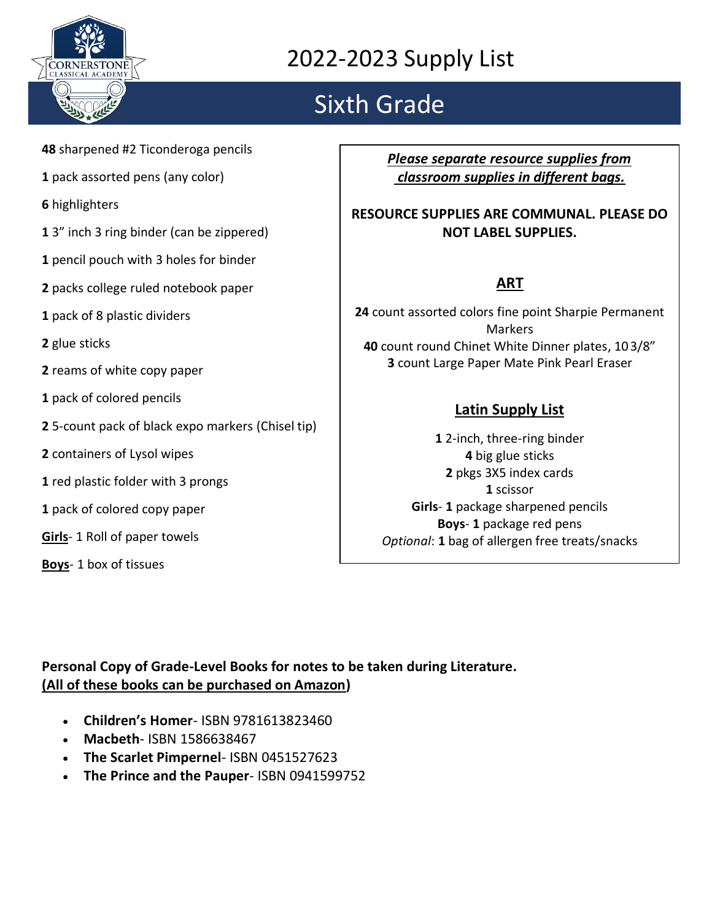# 2022-2023 Supply List

## Sixth Grade

**48** sharpened #2 Ticonderoga pencils

**1** pack assorted pens (any color)

**6** highlighters

**1** 3" inch 3 ring binder (can be zippered)

**1** pencil pouch with 3 holes for binder

**2** packs college ruled notebook paper

**1** pack of 8 plastic dividers

**2** glue sticks

**2** reams of white copy paper

**1** pack of colored pencils

**2** 5-count pack of black expo markers (Chisel tip)

**2** containers of Lysol wipes

**1** red plastic folder with 3 prongs

**1** pack of colored copy paper

**Girls**- 1 Roll of paper towels

**Boys**- 1 box of tissues

***Please separate resource supplies from classroom supplies in different bags.***

**RESOURCE SUPPLIES ARE COMMUNAL. PLEASE DO NOT LABEL SUPPLIES.**

### ART

**24** count assorted colors fine point Sharpie Permanent Markers
**40** count round Chinet White Dinner plates, 10 3/8"
**3** count Large Paper Mate Pink Pearl Eraser

### Latin Supply List

**1** 2-inch, three-ring binder
**4** big glue sticks
**2** pkgs 3X5 index cards
**1** scissor
**Girls**- **1** package sharpened pencils
**Boys**- **1** package red pens
*Optional*: **1** bag of allergen free treats/snacks

**Personal Copy of Grade-Level Books for notes to be taken during Literature.**
**(All of these books can be purchased on Amazon)**

- **Children's Homer**- ISBN 9781613823460
- **Macbeth**- ISBN 1586638467
- **The Scarlet Pimpernel**- ISBN 0451527623
- **The Prince and the Pauper**- ISBN 0941599752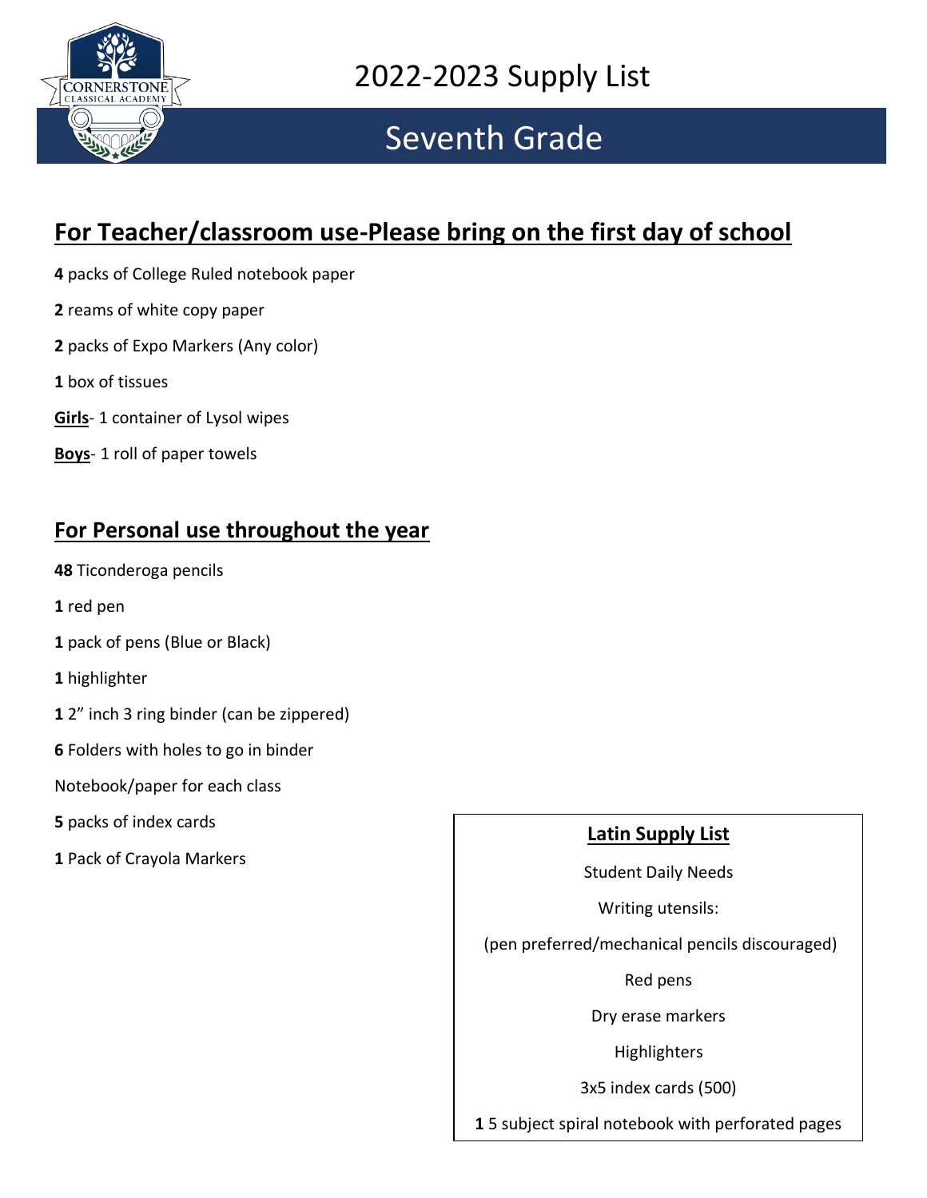# 2022-2023 Supply List

## Seventh Grade

## For Teacher/classroom use-Please bring on the first day of school

**4** packs of College Ruled notebook paper

**2** reams of white copy paper

**2** packs of Expo Markers (Any color)

**1** box of tissues

**Girls**- 1 container of Lysol wipes

**Boys**- 1 roll of paper towels

## For Personal use throughout the year

**48** Ticonderoga pencils

**1** red pen

**1** pack of pens (Blue or Black)

**1** highlighter

**1** 2" inch 3 ring binder (can be zippered)

**6** Folders with holes to go in binder

Notebook/paper for each class

**5** packs of index cards

**1** Pack of Crayola Markers

### Latin Supply List

Student Daily Needs

Writing utensils:

(pen preferred/mechanical pencils discouraged)

Red pens

Dry erase markers

Highlighters

3x5 index cards (500)

**1** 5 subject spiral notebook with perforated pages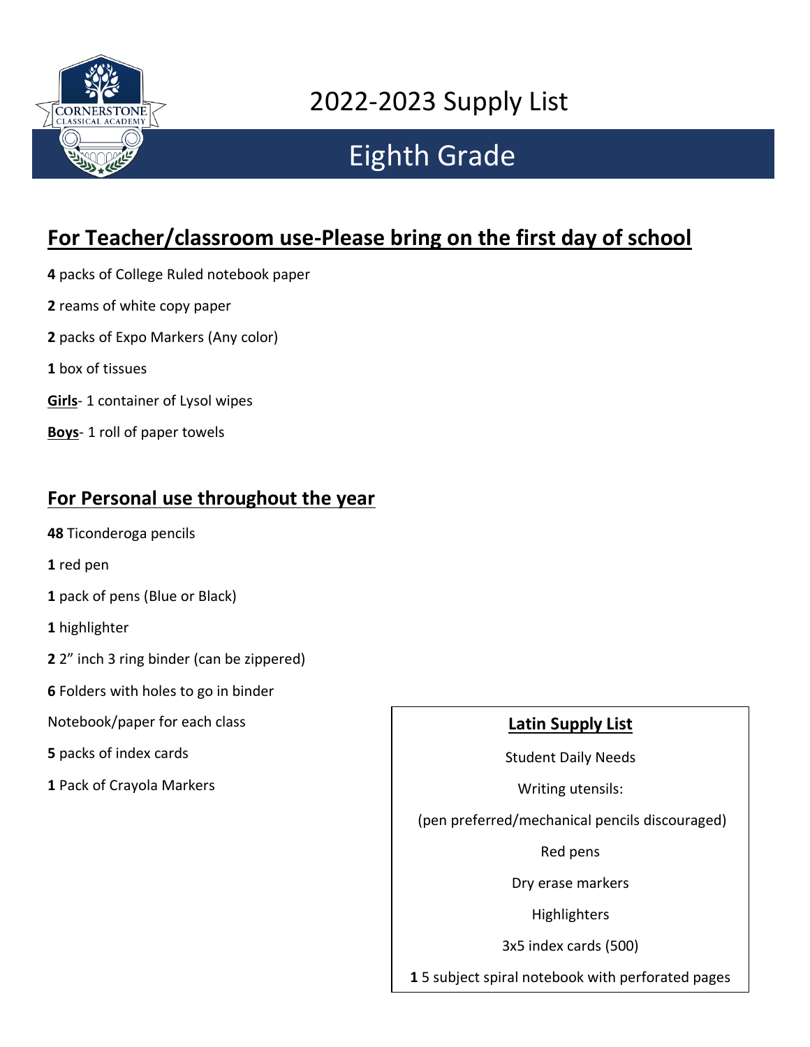CORNERSTONE CLASSICAL ACADEMY

# 2022-2023 Supply List

## Eighth Grade

## For Teacher/classroom use-Please bring on the first day of school

**4** packs of College Ruled notebook paper

**2** reams of white copy paper

**2** packs of Expo Markers (Any color)

**1** box of tissues

**Girls**- 1 container of Lysol wipes

**Boys**- 1 roll of paper towels

## For Personal use throughout the year

**48** Ticonderoga pencils

**1** red pen

**1** pack of pens (Blue or Black)

**1** highlighter

**2** 2" inch 3 ring binder (can be zippered)

**6** Folders with holes to go in binder

Notebook/paper for each class

**5** packs of index cards

**1** Pack of Crayola Markers

### Latin Supply List

Student Daily Needs

Writing utensils:

(pen preferred/mechanical pencils discouraged)

Red pens

Dry erase markers

Highlighters

3x5 index cards (500)

**1** 5 subject spiral notebook with perforated pages